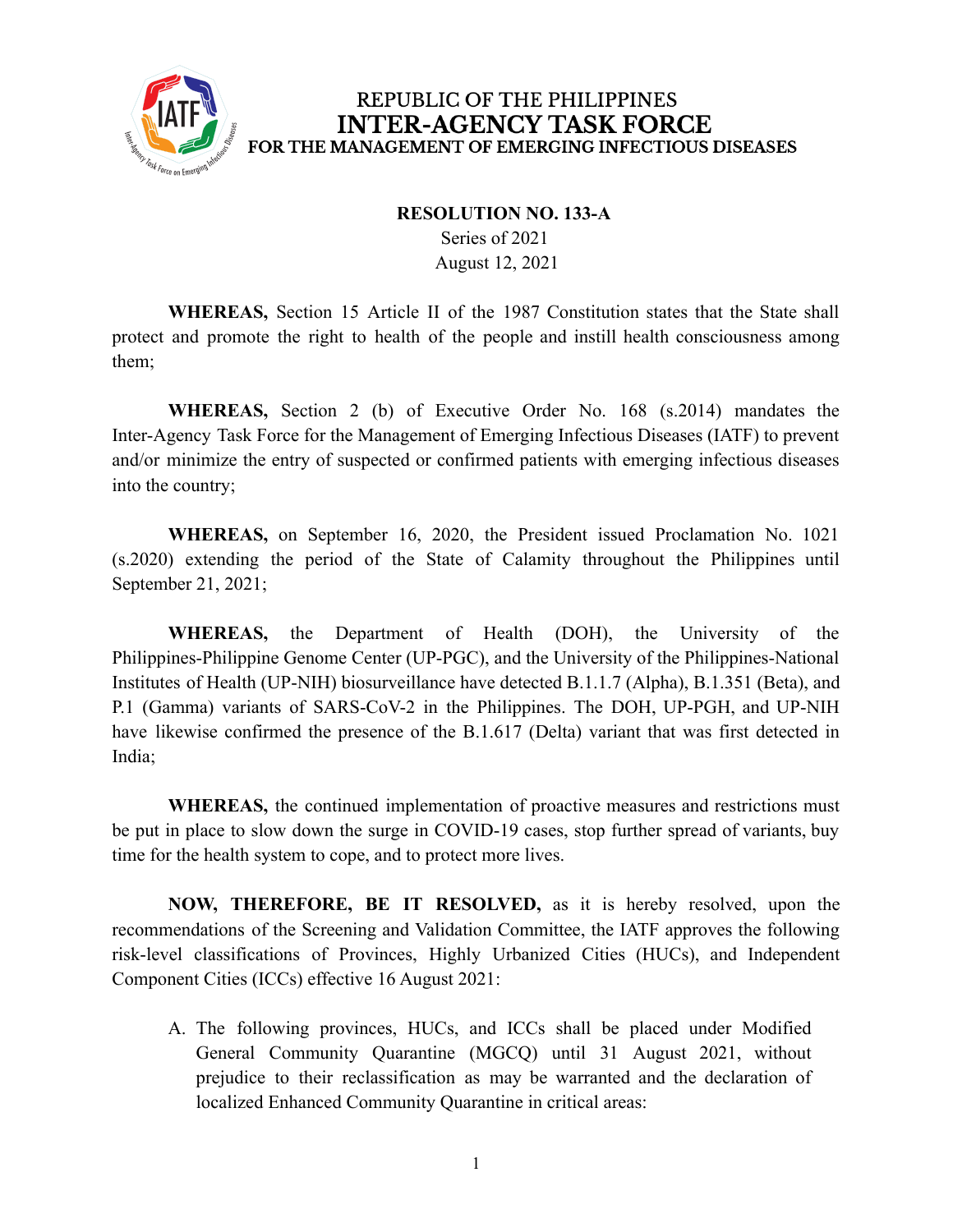REPUBLIC OF THE PHILIPPINES
# INTER-AGENCY TASK FORCE
## FOR THE MANAGEMENT OF EMERGING INFECTIOUS DISEASES

**RESOLUTION NO. 133-A**
Series of 2021
August 12, 2021

**WHEREAS,** Section 15 Article II of the 1987 Constitution states that the State shall protect and promote the right to health of the people and instill health consciousness among them;

**WHEREAS,** Section 2 (b) of Executive Order No. 168 (s.2014) mandates the Inter-Agency Task Force for the Management of Emerging Infectious Diseases (IATF) to prevent and/or minimize the entry of suspected or confirmed patients with emerging infectious diseases into the country;

**WHEREAS,** on September 16, 2020, the President issued Proclamation No. 1021 (s.2020) extending the period of the State of Calamity throughout the Philippines until September 21, 2021;

**WHEREAS,** the Department of Health (DOH), the University of the Philippines-Philippine Genome Center (UP-PGC), and the University of the Philippines-National Institutes of Health (UP-NIH) biosurveillance have detected B.1.1.7 (Alpha), B.1.351 (Beta), and P.1 (Gamma) variants of SARS-CoV-2 in the Philippines. The DOH, UP-PGH, and UP-NIH have likewise confirmed the presence of the B.1.617 (Delta) variant that was first detected in India;

**WHEREAS,** the continued implementation of proactive measures and restrictions must be put in place to slow down the surge in COVID-19 cases, stop further spread of variants, buy time for the health system to cope, and to protect more lives.

**NOW, THEREFORE, BE IT RESOLVED,** as it is hereby resolved, upon the recommendations of the Screening and Validation Committee, the IATF approves the following risk-level classifications of Provinces, Highly Urbanized Cities (HUCs), and Independent Component Cities (ICCs) effective 16 August 2021:

A. The following provinces, HUCs, and ICCs shall be placed under Modified General Community Quarantine (MGCQ) until 31 August 2021, without prejudice to their reclassification as may be warranted and the declaration of localized Enhanced Community Quarantine in critical areas: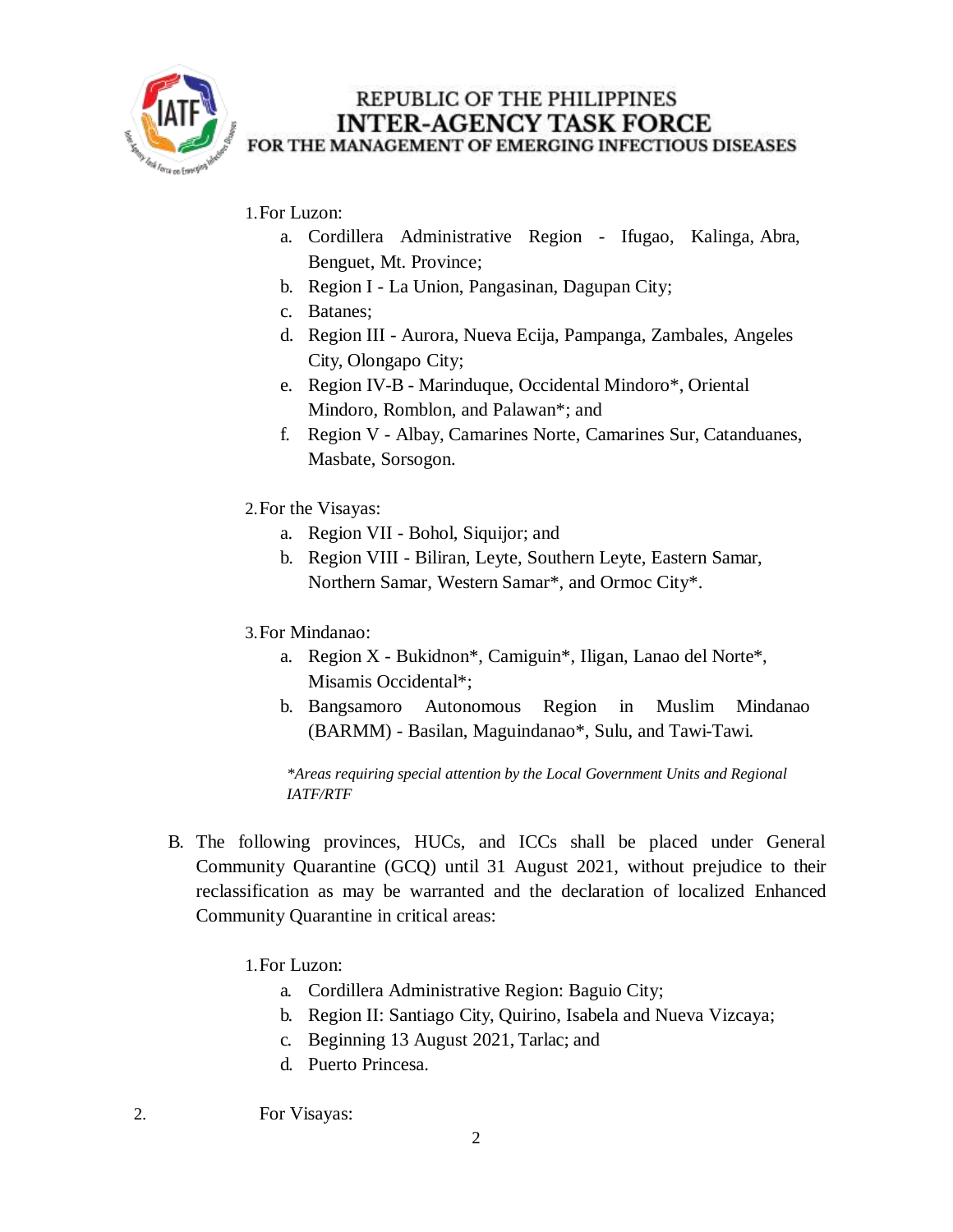1. For Luzon:
    a. Cordillera Administrative Region - Ifugao, Kalinga, Abra, Benguet, Mt. Province;
    b. Region I - La Union, Pangasinan, Dagupan City;
    c. Batanes;
    d. Region III - Aurora, Nueva Ecija, Pampanga, Zambales, Angeles City, Olongapo City;
    e. Region IV-B - Marinduque, Occidental Mindoro*, Oriental Mindoro, Romblon, and Palawan*; and
    f. Region V - Albay, Camarines Norte, Camarines Sur, Catanduanes, Masbate, Sorsogon.

2. For the Visayas:
    a. Region VII - Bohol, Siquijor; and
    b. Region VIII - Biliran, Leyte, Southern Leyte, Eastern Samar, Northern Samar, Western Samar*, and Ormoc City*.

3. For Mindanao:
    a. Region X - Bukidnon*, Camiguin*, Iligan, Lanao del Norte*, Misamis Occidental*;
    b. Bangsamoro Autonomous Region in Muslim Mindanao (BARMM) - Basilan, Maguindanao*, Sulu, and Tawi-Tawi.

*\*Areas requiring special attention by the Local Government Units and Regional IATF/RTF*

B. The following provinces, HUCs, and ICCs shall be placed under General Community Quarantine (GCQ) until 31 August 2021, without prejudice to their reclassification as may be warranted and the declaration of localized Enhanced Community Quarantine in critical areas:

1. For Luzon:
    a. Cordillera Administrative Region: Baguio City;
    b. Region II: Santiago City, Quirino, Isabela and Nueva Vizcaya;
    c. Beginning 13 August 2021, Tarlac; and
    d. Puerto Princesa.

2. For Visayas: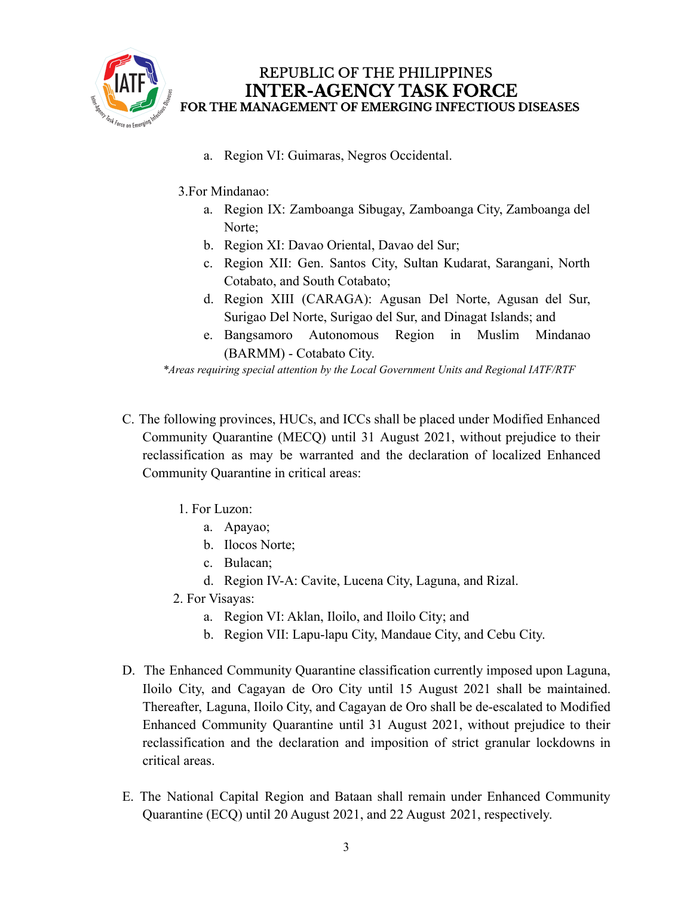a. Region VI: Guimaras, Negros Occidental.

3. For Mindanao:

a. Region IX: Zamboanga Sibugay, Zamboanga City, Zamboanga del Norte;
b. Region XI: Davao Oriental, Davao del Sur;
c. Region XII: Gen. Santos City, Sultan Kudarat, Sarangani, North Cotabato, and South Cotabato;
d. Region XIII (CARAGA): Agusan Del Norte, Agusan del Sur, Surigao Del Norte, Surigao del Sur, and Dinagat Islands; and
e. Bangsamoro Autonomous Region in Muslim Mindanao (BARMM) - Cotabato City.

*\*Areas requiring special attention by the Local Government Units and Regional IATF/RTF*

C. The following provinces, HUCs, and ICCs shall be placed under Modified Enhanced Community Quarantine (MECQ) until 31 August 2021, without prejudice to their reclassification as may be warranted and the declaration of localized Enhanced Community Quarantine in critical areas:

1. For Luzon:
   a. Apayao;
   b. Ilocos Norte;
   c. Bulacan;
   d. Region IV-A: Cavite, Lucena City, Laguna, and Rizal.
2. For Visayas:
   a. Region VI: Aklan, Iloilo, and Iloilo City; and
   b. Region VII: Lapu-lapu City, Mandaue City, and Cebu City.

D. The Enhanced Community Quarantine classification currently imposed upon Laguna, Iloilo City, and Cagayan de Oro City until 15 August 2021 shall be maintained. Thereafter, Laguna, Iloilo City, and Cagayan de Oro shall be de-escalated to Modified Enhanced Community Quarantine until 31 August 2021, without prejudice to their reclassification and the declaration and imposition of strict granular lockdowns in critical areas.

E. The National Capital Region and Bataan shall remain under Enhanced Community Quarantine (ECQ) until 20 August 2021, and 22 August 2021, respectively.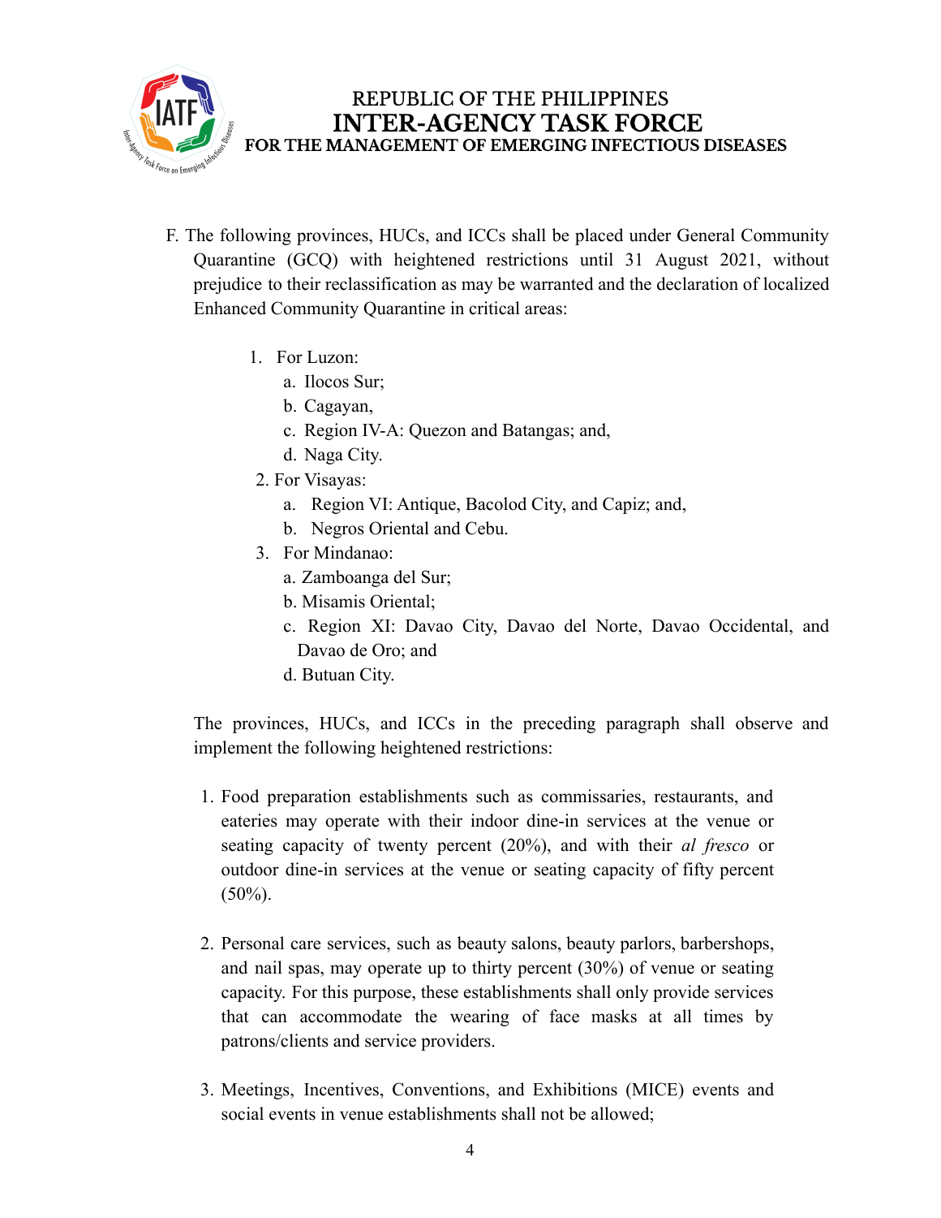F. The following provinces, HUCs, and ICCs shall be placed under General Community Quarantine (GCQ) with heightened restrictions until 31 August 2021, without prejudice to their reclassification as may be warranted and the declaration of localized Enhanced Community Quarantine in critical areas:

1. For Luzon:
   a. Ilocos Sur;
   b. Cagayan,
   c. Region IV-A: Quezon and Batangas; and,
   d. Naga City.
2. For Visayas:
   a. Region VI: Antique, Bacolod City, and Capiz; and,
   b. Negros Oriental and Cebu.
3. For Mindanao:
   a. Zamboanga del Sur;
   b. Misamis Oriental;
   c. Region XI: Davao City, Davao del Norte, Davao Occidental, and Davao de Oro; and
   d. Butuan City.

The provinces, HUCs, and ICCs in the preceding paragraph shall observe and implement the following heightened restrictions:

1. Food preparation establishments such as commissaries, restaurants, and eateries may operate with their indoor dine-in services at the venue or seating capacity of twenty percent (20%), and with their *al fresco* or outdoor dine-in services at the venue or seating capacity of fifty percent (50%).

2. Personal care services, such as beauty salons, beauty parlors, barbershops, and nail spas, may operate up to thirty percent (30%) of venue or seating capacity. For this purpose, these establishments shall only provide services that can accommodate the wearing of face masks at all times by patrons/clients and service providers.

3. Meetings, Incentives, Conventions, and Exhibitions (MICE) events and social events in venue establishments shall not be allowed;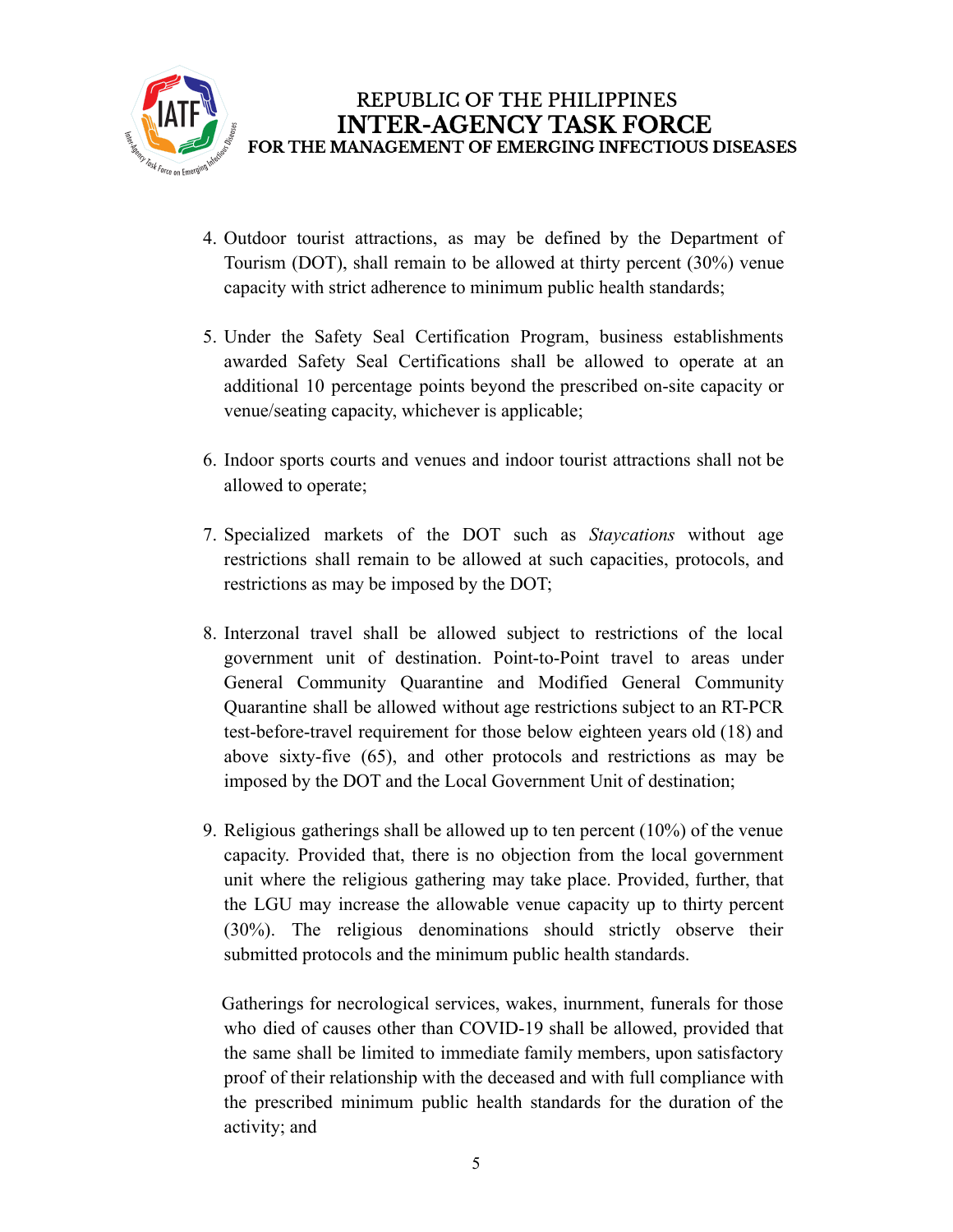4. Outdoor tourist attractions, as may be defined by the Department of Tourism (DOT), shall remain to be allowed at thirty percent (30%) venue capacity with strict adherence to minimum public health standards;

5. Under the Safety Seal Certification Program, business establishments awarded Safety Seal Certifications shall be allowed to operate at an additional 10 percentage points beyond the prescribed on-site capacity or venue/seating capacity, whichever is applicable;

6. Indoor sports courts and venues and indoor tourist attractions shall not be allowed to operate;

7. Specialized markets of the DOT such as *Staycations* without age restrictions shall remain to be allowed at such capacities, protocols, and restrictions as may be imposed by the DOT;

8. Interzonal travel shall be allowed subject to restrictions of the local government unit of destination. Point-to-Point travel to areas under General Community Quarantine and Modified General Community Quarantine shall be allowed without age restrictions subject to an RT-PCR test-before-travel requirement for those below eighteen years old (18) and above sixty-five (65), and other protocols and restrictions as may be imposed by the DOT and the Local Government Unit of destination;

9. Religious gatherings shall be allowed up to ten percent (10%) of the venue capacity. Provided that, there is no objection from the local government unit where the religious gathering may take place. Provided, further, that the LGU may increase the allowable venue capacity up to thirty percent (30%). The religious denominations should strictly observe their submitted protocols and the minimum public health standards.

   Gatherings for necrological services, wakes, inurnment, funerals for those who died of causes other than COVID-19 shall be allowed, provided that the same shall be limited to immediate family members, upon satisfactory proof of their relationship with the deceased and with full compliance with the prescribed minimum public health standards for the duration of the activity; and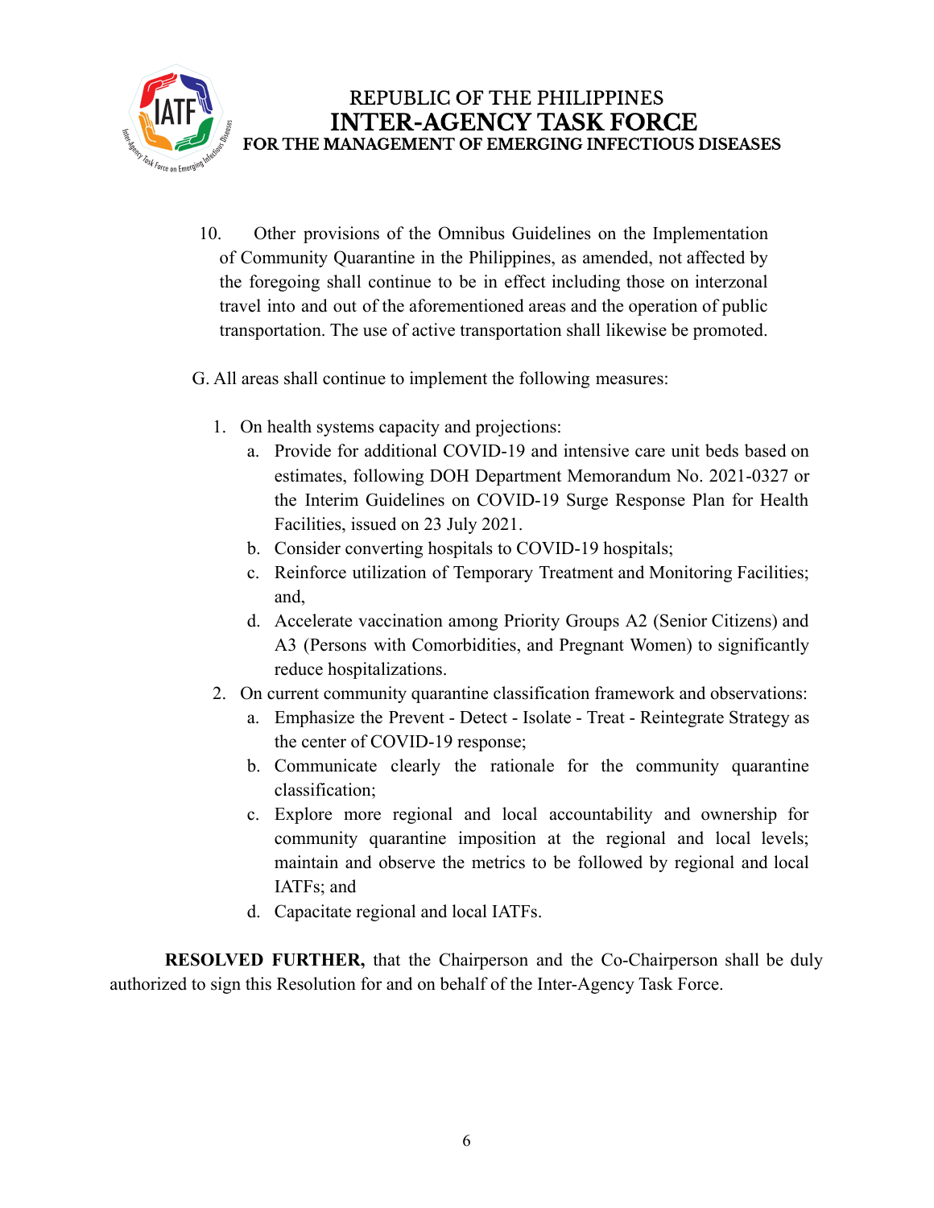10. Other provisions of the Omnibus Guidelines on the Implementation of Community Quarantine in the Philippines, as amended, not affected by the foregoing shall continue to be in effect including those on interzonal travel into and out of the aforementioned areas and the operation of public transportation. The use of active transportation shall likewise be promoted.

G. All areas shall continue to implement the following measures:

1. On health systems capacity and projections:
   a. Provide for additional COVID-19 and intensive care unit beds based on estimates, following DOH Department Memorandum No. 2021-0327 or the Interim Guidelines on COVID-19 Surge Response Plan for Health Facilities, issued on 23 July 2021.
   b. Consider converting hospitals to COVID-19 hospitals;
   c. Reinforce utilization of Temporary Treatment and Monitoring Facilities; and,
   d. Accelerate vaccination among Priority Groups A2 (Senior Citizens) and A3 (Persons with Comorbidities, and Pregnant Women) to significantly reduce hospitalizations.
2. On current community quarantine classification framework and observations:
   a. Emphasize the Prevent - Detect - Isolate - Treat - Reintegrate Strategy as the center of COVID-19 response;
   b. Communicate clearly the rationale for the community quarantine classification;
   c. Explore more regional and local accountability and ownership for community quarantine imposition at the regional and local levels; maintain and observe the metrics to be followed by regional and local IATFs; and
   d. Capacitate regional and local IATFs.

**RESOLVED FURTHER,** that the Chairperson and the Co-Chairperson shall be duly authorized to sign this Resolution for and on behalf of the Inter-Agency Task Force.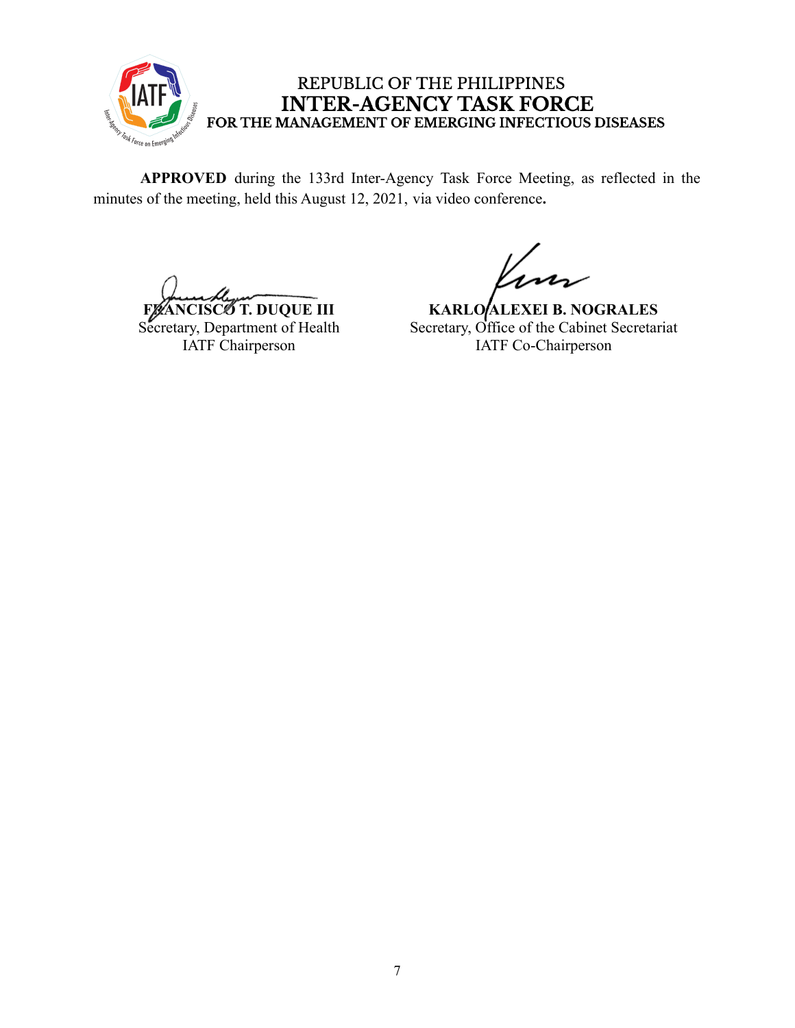REPUBLIC OF THE PHILIPPINES

**INTER-AGENCY TASK FORCE**

**FOR THE MANAGEMENT OF EMERGING INFECTIOUS DISEASES**

**APPROVED** during the 133rd Inter-Agency Task Force Meeting, as reflected in the minutes of the meeting, held this August 12, 2021, via video conference**.**

**FRANCISCO T. DUQUE III**
Secretary, Department of Health
IATF Chairperson

**KARLO ALEXEI B. NOGRALES**
Secretary, Office of the Cabinet Secretariat
IATF Co-Chairperson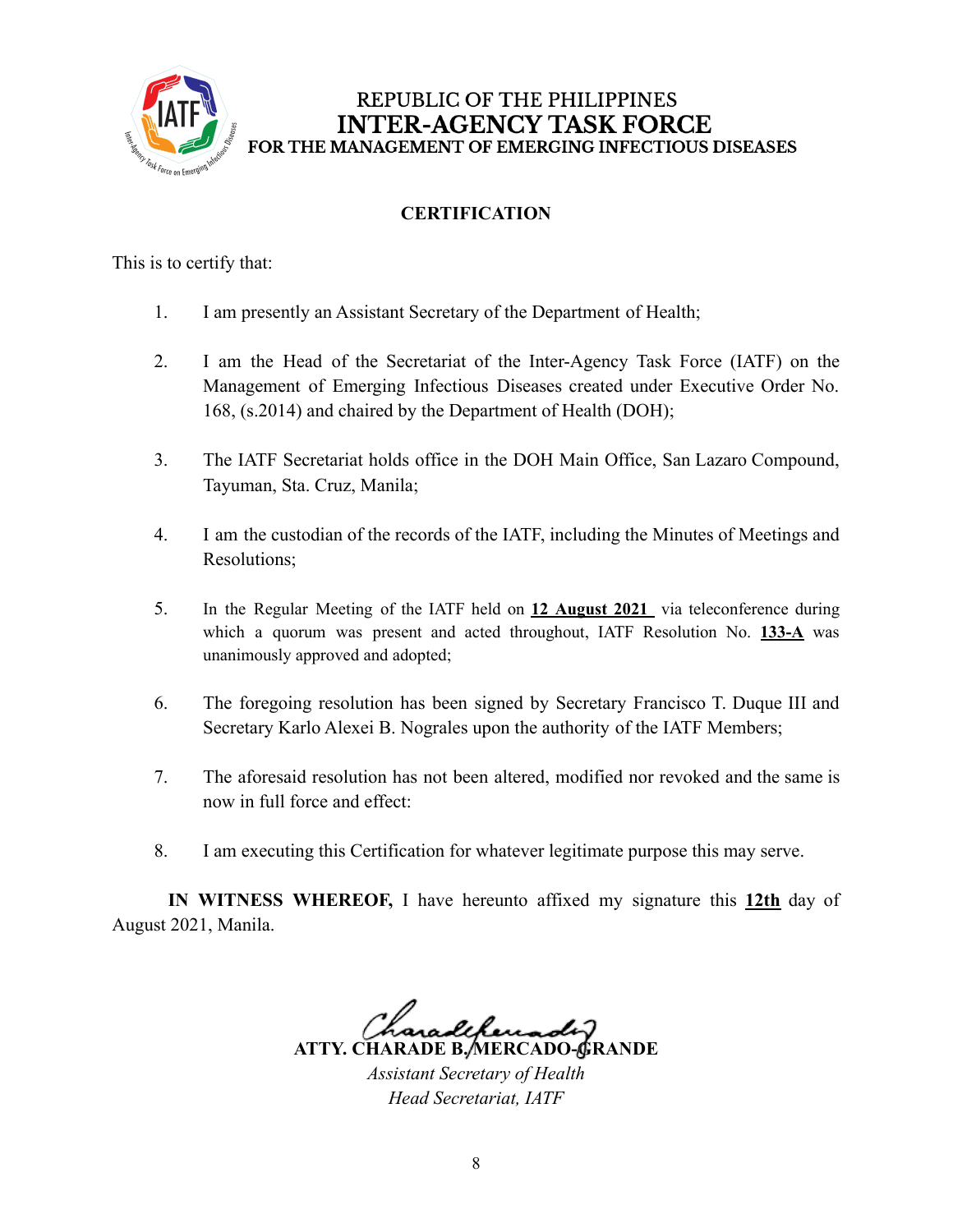REPUBLIC OF THE PHILIPPINES
**INTER-AGENCY TASK FORCE**
**FOR THE MANAGEMENT OF EMERGING INFECTIOUS DISEASES**

## CERTIFICATION

This is to certify that:

1. I am presently an Assistant Secretary of the Department of Health;

2. I am the Head of the Secretariat of the Inter-Agency Task Force (IATF) on the Management of Emerging Infectious Diseases created under Executive Order No. 168, (s.2014) and chaired by the Department of Health (DOH);

3. The IATF Secretariat holds office in the DOH Main Office, San Lazaro Compound, Tayuman, Sta. Cruz, Manila;

4. I am the custodian of the records of the IATF, including the Minutes of Meetings and Resolutions;

5. In the Regular Meeting of the IATF held on **12 August 2021** via teleconference during which a quorum was present and acted throughout, IATF Resolution No. **133-A** was unanimously approved and adopted;

6. The foregoing resolution has been signed by Secretary Francisco T. Duque III and Secretary Karlo Alexei B. Nograles upon the authority of the IATF Members;

7. The aforesaid resolution has not been altered, modified nor revoked and the same is now in full force and effect:

8. I am executing this Certification for whatever legitimate purpose this may serve.

**IN WITNESS WHEREOF,** I have hereunto affixed my signature this **12th** day of August 2021, Manila.

**ATTY. CHARADE B. MERCADO-GRANDE**
*Assistant Secretary of Health*
*Head Secretariat, IATF*